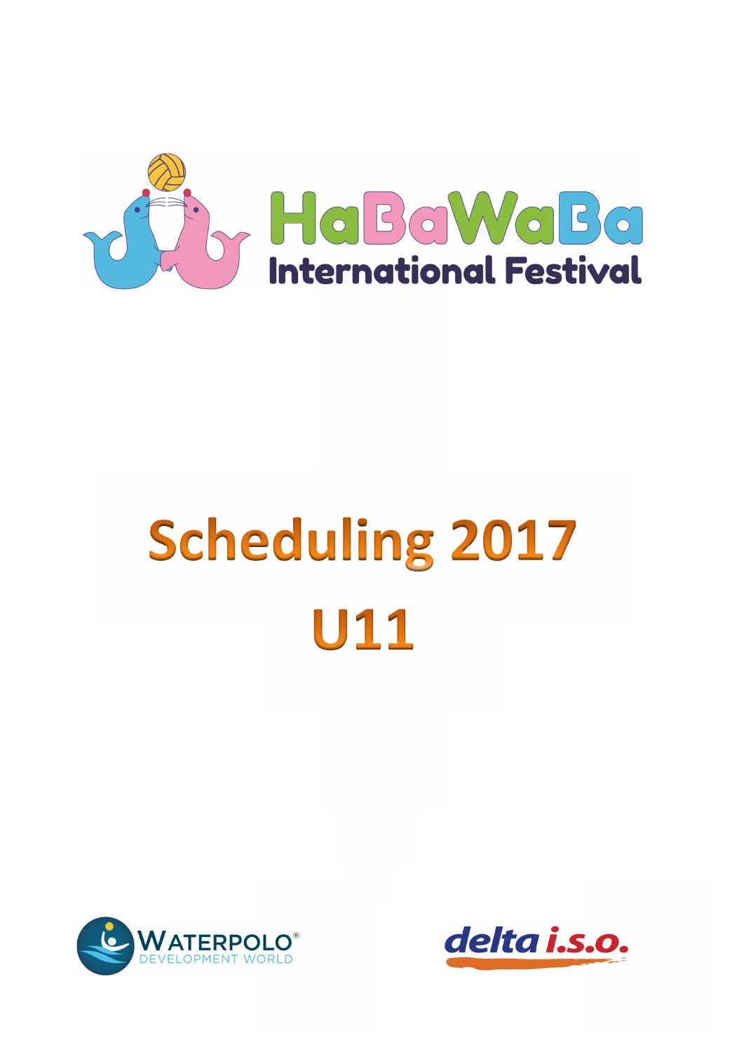HaBaWaBa

International Festival

# Scheduling 2017

# U11

WATERPOLO® DEVELOPMENT WORLD

delta i.s.o.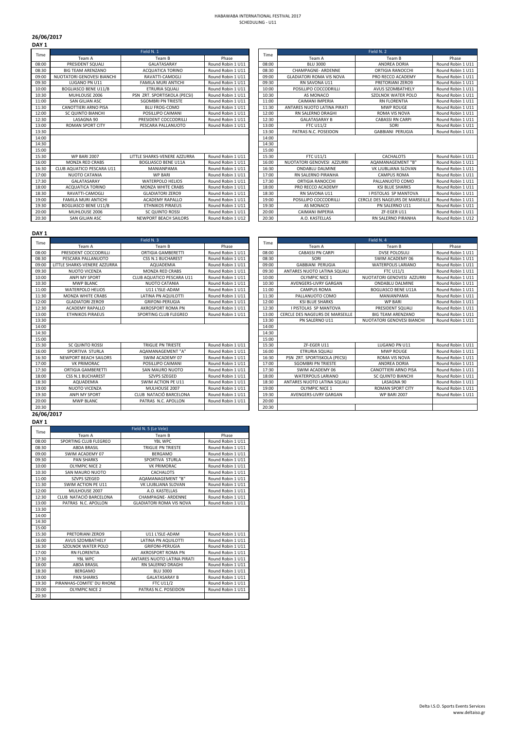HABAWABA INTERNATIONAL FESTIVAL 2017
SCHEDULING - U11

## 26/06/2017

### DAY 1

| Time | Field N. 1 | | |
|---|---|---|---|
| | Team A | Team B | Phase |
| 08:00 | PRESIDENT SQUALI | GALATASARAY | Round Robin 1 U11 |
| 08:30 | BIG TEAM ARENZANO | ACQUATICA TORINO | Round Robin 1 U11 |
| 09:00 | NUOTATORI GENOVESI BIANCHI | RAVATTI-CAMOGLI | Round Robin 1 U11 |
| 09:30 | LUGANO PN U11 | FAMILA MURI ANTICHI | Round Robin 1 U11 |
| 10:00 | BOGLIASCO BENE U11/B | ETRURIA SQUALI | Round Robin 1 U11 |
| 10:30 | MUHLOUSE 2006 | PSN ZRT. SPORTISKOLA (PECSI) | Round Robin 1 U11 |
| 11:00 | SAN GILJAN ASC | SGOMBRI PN TRIESTE | Round Robin 1 U11 |
| 11:30 | CANOTTIERI ARNO PISA | BLU FROG-COMO | Round Robin 1 U11 |
| 12:00 | SC QUINTO BIANCHI | POSILLIPO CAIMANI | Round Robin 1 U11 |
| 12:30 | LASAGNA 90 | PRESIDENT COCCODRILLI | Round Robin 1 U11 |
| 13:00 | ROMAN SPORT CITY | PESCARA PALLANUOTO | Round Robin 1 U11 |
| 13:30 | | | |
| 14:00 | | | |
| 14:30 | | | |
| 15:00 | | | |
| 15:30 | WP BARI 2007 | LITTLE SHARKS-VENERE AZZURRA | Round Robin 1 U11 |
| 16:00 | MONZA RED CRABS | BOGLIASCO BENE U11A | Round Robin 1 U11 |
| 16:30 | CLUB AQUATICO PESCARA U11 | MANIANPAMA | Round Robin 1 U11 |
| 17:00 | NUOTO CATANIA | WP BARI | Round Robin 1 U11 |
| 17:30 | GALATASARAY | WATERPOLO HELIOS | Round Robin 1 U11 |
| 18:00 | ACQUATICA TORINO | MONZA WHITE CRABS | Round Robin 1 U11 |
| 18:30 | RAVATTI-CAMOGLI | GLADIATORI ZERO9 | Round Robin 1 U11 |
| 19:00 | FAMILA MURI ANTICHI | ACADEMY RAPALLO | Round Robin 1 U11 |
| 19:30 | BOGLIASCO BENE U11/B | ETHNIKOS PIRAEUS | Round Robin 1 U11 |
| 20:00 | MUHLOUSE 2006 | SC QUINTO ROSSI | Round Robin 1 U11 |
| 20:30 | SAN GILJAN ASC | NEWPORT BEACH SAILORS | Round Robin 1 U12 |

| Time | Field N. 2 | | |
|---|---|---|---|
| | Team A | Team B | Phase |
| 08:00 | BLU 3000 | ANDREA DORIA | Round Robin 1 U11 |
| 08:30 | CHAMPAGNE- ARDENNE | ORTIGIA RANOCCHI | Round Robin 1 U11 |
| 09:00 | GLADIATORI ROMA VIS NOVA | PRO RECCO ACADEMY | Round Robin 1 U11 |
| 09:30 | RN SAVONA U11 | PRETORIANI ZERO9 | Round Robin 1 U11 |
| 10:00 | POSILLIPO COCCODRILLI | AVUS SZOMBATHELY | Round Robin 1 U11 |
| 10:30 | AS MONACO | SZOLNOK WATER POLO | Round Robin 1 U11 |
| 11:00 | CAIMANI IMPERIA | RN FLORENTIA | Round Robin 1 U11 |
| 11:30 | ANTARES NUOTO LATINA PIRATI | MWP ROUGE | Round Robin 1 U11 |
| 12:00 | RN SALERNO DRAGHI | ROMA VIS NOVA | Round Robin 1 U11 |
| 12:30 | GALATASARAY B | CABASSI RN CARPI | Round Robin 1 U11 |
| 13:00 | FTC U11/2 | SORI | Round Robin 1 U11 |
| 13:30 | PATRAS N.C. POSEIDON | GABBIANI PERUGIA | Round Robin 1 U11 |
| 14:00 | | | |
| 14:30 | | | |
| 15:00 | | | |
| 15:30 | FTC U11/1 | CACHALOTS | Round Robin 1 U11 |
| 16:00 | NUOTATORI GENOVESI AZZURRI | AQAMANAGEMENT "B" | Round Robin 1 U11 |
| 16:30 | ONDABLU DALMINE | VK LJUBLJANA SLOVAN | Round Robin 1 U11 |
| 17:00 | RN SALERNO PIRANHA | CAMPUS ROMA | Round Robin 1 U11 |
| 17:30 | ORTIGIA RANOCCHI | PALLANUOTO COMO | Round Robin 1 U11 |
| 18:00 | PRO RECCO ACADEMY | KSI BLUE SHARKS | Round Robin 1 U11 |
| 18:30 | RN SAVONA U11 | I PISTOLAS SP MANTOVA | Round Robin 1 U11 |
| 19:00 | POSILLIPO COCCODRILLI | CERCLE DES NAGEURS DE MARSEILLE | Round Robin 1 U11 |
| 19:30 | AS MONACO | PN SALERNO U11 | Round Robin 1 U11 |
| 20:00 | CAIMANI IMPERIA | ZF-EGER U11 | Round Robin 1 U11 |
| 20:30 | A.O. KASTELLAS | RN SALERNO PIRANHA | Round Robin 1 U12 |

### DAY 1

| Time | Field N. 3 | | |
|---|---|---|---|
| | Team A | Team B | Phase |
| 08:00 | PRESIDENT COCCODRILLI | ORTIGIA GAMBERETTI | Round Robin 1 U11 |
| 08:30 | PESCARA PALLANUOTO | CSS N.1 BUCHAREST | Round Robin 1 U11 |
| 09:00 | LITTLE SHARKS-VENERE AZZURRA | AQUADEMIA | Round Robin 1 U11 |
| 09:30 | NUOTO VICENZA | MONZA RED CRABS | Round Robin 1 U11 |
| 10:00 | ANPI MY SPORT | CLUB AQUATICO PESCARA U11 | Round Robin 1 U11 |
| 10:30 | MWP BLANC | NUOTO CATANIA | Round Robin 1 U11 |
| 11:00 | WATERPOLO HELIOS | U11 L'ISLE-ADAM | Round Robin 1 U11 |
| 11:30 | MONZA WHITE CRABS | LATINA PN AQUILOTTI | Round Robin 1 U11 |
| 12:00 | GLADIATORI ZERO9 | GRIFONI-PERUGIA | Round Robin 1 U11 |
| 12:30 | ACADEMY RAPALLO | AKROSPORT ROMA PN | Round Robin 1 U11 |
| 13:00 | ETHNIKOS PIRAEUS | SPORTING CLUB FLEGREO | Round Robin 1 U11 |
| 13:30 | | | |
| 14:00 | | | |
| 14:30 | | | |
| 15:00 | | | |
| 15:30 | SC QUINTO ROSSI | TRIGLIE PN TRIESTE | Round Robin 1 U11 |
| 16:00 | SPORTIVA STURLA | AQAMANAGEMENT "A" | Round Robin 1 U11 |
| 16:30 | NEWPORT BEACH SAILORS | SWIM ACADEMY 07 | Round Robin 1 U11 |
| 17:00 | VK PRIMORAC | POSILLIPO CAIMANI | Round Robin 1 U11 |
| 17:30 | ORTIGIA GAMBERETTI | SAN MAURO NUOTO | Round Robin 1 U11 |
| 18:00 | CSS N.1 BUCHAREST | SZVPS SZEGED | Round Robin 1 U11 |
| 18:30 | AQUADEMIA | SWIM ACTION PE U11 | Round Robin 1 U11 |
| 19:00 | NUOTO VICENZA | MULHOUSE 2007 | Round Robin 1 U11 |
| 19:30 | ANPI MY SPORT | CLUB NATACIÓ BARCELONA | Round Robin 1 U11 |
| 20:00 | MWP BLANC | PATRAS N.C. APOLLON | Round Robin 1 U11 |
| 20:30 | | | |

| Time | Field N. 4 | | |
|---|---|---|---|
| | Team A | Team B | Phase |
| 08:00 | CABASSI PN CARPI | DVSE POLOSULI | Round Robin 1 U11 |
| 08:30 | SORI | SWIM ACADEMY 06 | Round Robin 1 U11 |
| 09:00 | GABBIANI PERUGIA | WATERPOLIS LARIANO | Round Robin 1 U11 |
| 09:30 | ANTARES NUOTO LATINA SQUALI | FTC U11/1 | Round Robin 1 U11 |
| 10:00 | OLYMPIC NICE 1 | NUOTATORI GENOVESI AZZURRI | Round Robin 1 U11 |
| 10:30 | AVENGERS-LIVRY GARGAN | ONDABLU DALMINE | Round Robin 1 U11 |
| 11:00 | CAMPUS ROMA | BOGLIASCO BENE U11A | Round Robin 1 U11 |
| 11:30 | PALLANUOTO COMO | MANIANPAMA | Round Robin 1 U11 |
| 12:00 | KSI BLUE SHARKS | WP BARI | Round Robin 1 U11 |
| 12:30 | I PISTOLAS SP MANTOVA | PRESIDENT SQUALI | Round Robin 1 U11 |
| 13:00 | CERCLE DES NAGEURS DE MARSEILLE | BIG TEAM ARENZANO | Round Robin 1 U11 |
| 13:30 | PN SALERNO U11 | NUOTATORI GENOVESI BIANCHI | Round Robin 1 U11 |
| 14:00 | | | |
| 14:30 | | | |
| 15:00 | | | |
| 15:30 | ZF-EGER U11 | LUGANO PN U11 | Round Robin 1 U11 |
| 16:00 | ETRURIA SQUALI | MWP ROUGE | Round Robin 1 U11 |
| 16:30 | PSN ZRT. SPORTISKOLA (PECSI) | ROMA VIS NOVA | Round Robin 1 U11 |
| 17:00 | SGOMBRI PN TRIESTE | ANDREA DORIA | Round Robin 1 U11 |
| 17:30 | SWIM ACADEMY 06 | CANOTTIERI ARNO PISA | Round Robin 1 U11 |
| 18:00 | WATERPOLIS LARIANO | SC QUINTO BIANCHI | Round Robin 1 U11 |
| 18:30 | ANTARES NUOTO LATINA SQUALI | LASAGNA 90 | Round Robin 1 U11 |
| 19:00 | OLYMPIC NICE 1 | ROMAN SPORT CITY | Round Robin 1 U11 |
| 19:30 | AVENGERS-LIVRY GARGAN | WP BARI 2007 | Round Robin 1 U11 |
| 20:00 | | | |
| 20:30 | | | |

## 26/06/2017

### DAY 1

| Time | Field N. 5 (Le Vele) | | |
|---|---|---|---|
| | Team A | Team B | Phase |
| 08:00 | SPORTING CLUB FLEGREO | YBL WPC | Round Robin 1 U11 |
| 08:30 | ABDA BRASIL | TRIGLIE PN TRIESTE | Round Robin 1 U11 |
| 09:00 | SWIM ACADEMY 07 | BERGAMO | Round Robin 1 U11 |
| 09:30 | PAN SHARKS | SPORTIVA STURLA | Round Robin 1 U11 |
| 10:00 | OLYMPIC NICE 2 | VK PRIMORAC | Round Robin 1 U11 |
| 10:30 | SAN MAURO NUOTO | CACHALOTS | Round Robin 1 U11 |
| 11:00 | SZVPS SZEGED | AQAMANAGEMENT "B" | Round Robin 1 U11 |
| 11:30 | SWIM ACTION PE U11 | VK LJUBLJANA SLOVAN | Round Robin 1 U11 |
| 12:00 | MULHOUSE 2007 | A.O. KASTELLAS | Round Robin 1 U11 |
| 12:30 | CLUB NATACIÓ BARCELONA | CHAMPAGNE- ARDENNE | Round Robin 1 U11 |
| 13:00 | PATRAS N.C. APOLLON | GLADIATORI ROMA VIS NOVA | Round Robin 1 U11 |
| 13:30 | | | |
| 14:00 | | | |
| 14:30 | | | |
| 15:00 | | | |
| 15:30 | PRETORIANI ZERO9 | U11 L'ISLE-ADAM | Round Robin 1 U11 |
| 16:00 | AVUS SZOMBATHELY | LATINA PN AQUILOTTI | Round Robin 1 U11 |
| 16:30 | SZOLNOK WATER POLO | GRIFONI-PERUGIA | Round Robin 1 U11 |
| 17:00 | RN FLORENTIA | AKROSPORT ROMA PN | Round Robin 1 U11 |
| 17:30 | YBL WPC | ANTARES NUOTO LATINA PIRATI | Round Robin 1 U11 |
| 18:00 | ABDA BRASIL | RN SALERNO DRAGHI | Round Robin 1 U11 |
| 18:30 | BERGAMO | BLU 3000 | Round Robin 1 U11 |
| 19:00 | PAN SHARKS | GALATASARAY B | Round Robin 1 U11 |
| 19:30 | PIRANHAS-COMITE' DU RHONE | FTC U11/2 | Round Robin 1 U11 |
| 20:00 | OLYMPIC NICE 2 | PATRAS N.C. POSEIDON | Round Robin 1 U11 |
| 20:30 | | | |

Delta I.S.O. Sports Events Services
www.deltaiso.gr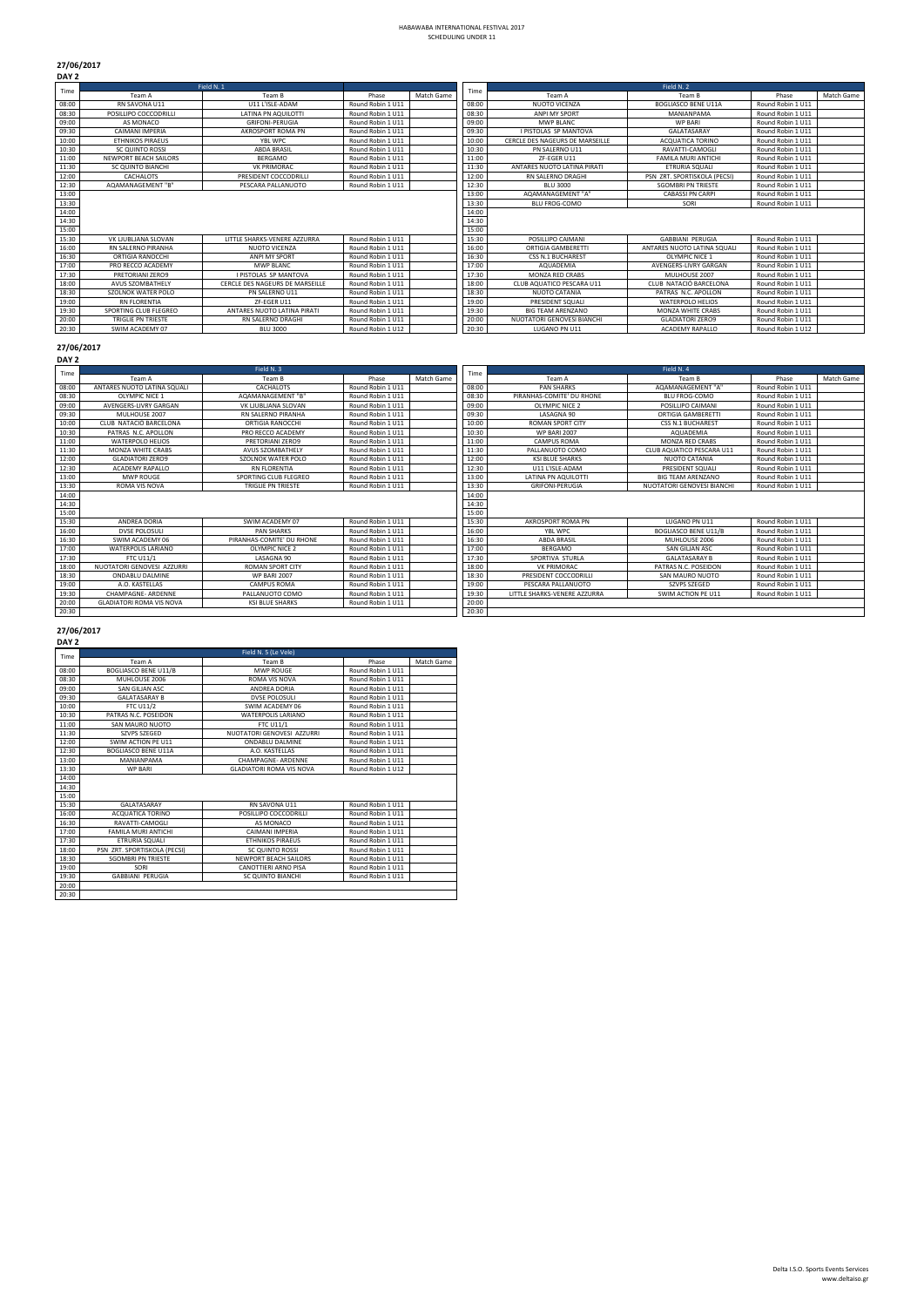HABAWABA INTERNATIONAL FESTIVAL 2017
SCHEDULING UNDER 11

## 27/06/2017

**DAY 2**

| Time | Field N. 1 | | | |
|---|---|---|---|---|
| | Team A | Team B | Phase | Match Game |
| 08:00 | RN SAVONA U11 | U11 L'ISLE-ADAM | Round Robin 1 U11 | |
| 08:30 | POSILLIPO COCCODRILLI | LATINA PN AQUILOTTI | Round Robin 1 U11 | |
| 09:00 | AS MONACO | GRIFONI-PERUGIA | Round Robin 1 U11 | |
| 09:30 | CAIMANI IMPERIA | AKROSPORT ROMA PN | Round Robin 1 U11 | |
| 10:00 | ETHNIKOS PIRAEUS | YBL WPC | Round Robin 1 U11 | |
| 10:30 | SC QUINTO ROSSI | ABDA BRASIL | Round Robin 1 U11 | |
| 11:00 | NEWPORT BEACH SAILORS | BERGAMO | Round Robin 1 U11 | |
| 11:30 | SC QUINTO BIANCHI | VK PRIMORAC | Round Robin 1 U11 | |
| 12:00 | CACHALOTS | PRESIDENT COCCODRILLI | Round Robin 1 U11 | |
| 12:30 | AQAMANAGEMENT "B" | PESCARA PALLANUOTO | Round Robin 1 U11 | |
| 13:00 | | | | |
| 13:30 | | | | |
| 14:00 | | | | |
| 14:30 | | | | |
| 15:00 | | | | |
| 15:30 | VK LJUBLJANA SLOVAN | LITTLE SHARKS-VENERE AZZURRA | Round Robin 1 U11 | |
| 16:00 | RN SALERNO PIRANHA | NUOTO VICENZA | Round Robin 1 U11 | |
| 16:30 | ORTIGIA RANOCCHI | ANPI MY SPORT | Round Robin 1 U11 | |
| 17:00 | PRO RECCO ACADEMY | MWP BLANC | Round Robin 1 U11 | |
| 17:30 | PRETORIANI ZERO9 | I PISTOLAS SP MANTOVA | Round Robin 1 U11 | |
| 18:00 | AVUS SZOMBATHELY | CERCLE DES NAGEURS DE MARSEILLE | Round Robin 1 U11 | |
| 18:30 | SZOLNOK WATER POLO | PN SALERNO U11 | Round Robin 1 U11 | |
| 19:00 | RN FLORENTIA | ZF-EGER U11 | Round Robin 1 U11 | |
| 19:30 | SPORTING CLUB FLEGREO | ANTARES NUOTO LATINA PIRATI | Round Robin 1 U11 | |
| 20:00 | TRIGLIE PN TRIESTE | RN SALERNO DRAGHI | Round Robin 1 U11 | |
| 20:30 | SWIM ACADEMY 07 | BLU 3000 | Round Robin 1 U12 | |

| Time | Field N. 2 | | | |
|---|---|---|---|---|
| | Team A | Team B | Phase | Match Game |
| 08:00 | NUOTO VICENZA | BOGLIASCO BENE U11A | Round Robin 1 U11 | |
| 08:30 | ANPI MY SPORT | MANIANPAMA | Round Robin 1 U11 | |
| 09:00 | MWP BLANC | WP BARI | Round Robin 1 U11 | |
| 09:30 | I PISTOLAS SP MANTOVA | GALATASARAY | Round Robin 1 U11 | |
| 10:00 | CERCLE DES NAGEURS DE MARSEILLE | ACQUATICA TORINO | Round Robin 1 U11 | |
| 10:30 | PN SALERNO U11 | RAVATTI-CAMOGLI | Round Robin 1 U11 | |
| 11:00 | ZF-EGER U11 | FAMILA MURI ANTICHI | Round Robin 1 U11 | |
| 11:30 | ANTARES NUOTO LATINA PIRATI | ETRURIA SQUALI | Round Robin 1 U11 | |
| 12:00 | RN SALERNO DRAGHI | PSN ZRT. SPORTISKOLA (PECSI) | Round Robin 1 U11 | |
| 12:30 | BLU 3000 | SGOMBRI PN TRIESTE | Round Robin 1 U11 | |
| 13:00 | AQAMANAGEMENT "A" | CABASSI PN CARPI | Round Robin 1 U11 | |
| 13:30 | BLU FROG-COMO | SORI | Round Robin 1 U11 | |
| 14:00 | | | | |
| 14:30 | | | | |
| 15:00 | | | | |
| 15:30 | POSILLIPO CAIMANI | GABBIANI PERUGIA | Round Robin 1 U11 | |
| 16:00 | ORTIGIA GAMBERETTI | ANTARES NUOTO LATINA SQUALI | Round Robin 1 U11 | |
| 16:30 | CSS N.1 BUCHAREST | OLYMPIC NICE 1 | Round Robin 1 U11 | |
| 17:00 | AQUADEMIA | AVENGERS-LIVRY GARGAN | Round Robin 1 U11 | |
| 17:30 | MONZA RED CRABS | MULHOUSE 2007 | Round Robin 1 U11 | |
| 18:00 | CLUB AQUATICO PESCARA U11 | CLUB NATACIÓ BARCELONA | Round Robin 1 U11 | |
| 18:30 | NUOTO CATANIA | PATRAS N.C. APOLLON | Round Robin 1 U11 | |
| 19:00 | PRESIDENT SQUALI | WATERPOLO HELIOS | Round Robin 1 U11 | |
| 19:30 | BIG TEAM ARENZANO | MONZA WHITE CRABS | Round Robin 1 U11 | |
| 20:00 | NUOTATORI GENOVESI BIANCHI | GLADIATORI ZERO9 | Round Robin 1 U11 | |
| 20:30 | LUGANO PN U11 | ACADEMY RAPALLO | Round Robin 1 U12 | |

## 27/06/2017

**DAY 2**

| Time | Field N. 3 | | | |
|---|---|---|---|---|
| | Team A | Team B | Phase | Match Game |
| 08:00 | ANTARES NUOTO LATINA SQUALI | CACHALOTS | Round Robin 1 U11 | |
| 08:30 | OLYMPIC NICE 1 | AQAMANAGEMENT "B" | Round Robin 1 U11 | |
| 09:00 | AVENGERS-LIVRY GARGAN | VK LJUBLJANA SLOVAN | Round Robin 1 U11 | |
| 09:30 | MULHOUSE 2007 | RN SALERNO PIRANHA | Round Robin 1 U11 | |
| 10:00 | CLUB NATACIÓ BARCELONA | ORTIGIA RANOCCHI | Round Robin 1 U11 | |
| 10:30 | PATRAS N.C. APOLLON | PRO RECCO ACADEMY | Round Robin 1 U11 | |
| 11:00 | WATERPOLO HELIOS | PRETORIANI ZERO9 | Round Robin 1 U11 | |
| 11:30 | MONZA WHITE CRABS | AVUS SZOMBATHELY | Round Robin 1 U11 | |
| 12:00 | GLADIATORI ZERO9 | SZOLNOK WATER POLO | Round Robin 1 U11 | |
| 12:30 | ACADEMY RAPALLO | RN FLORENTIA | Round Robin 1 U11 | |
| 13:00 | MWP ROUGE | SPORTING CLUB FLEGREO | Round Robin 1 U11 | |
| 13:30 | ROMA VIS NOVA | TRIGLIE PN TRIESTE | Round Robin 1 U11 | |
| 14:00 | | | | |
| 14:30 | | | | |
| 15:00 | | | | |
| 15:30 | ANDREA DORIA | SWIM ACADEMY 07 | Round Robin 1 U11 | |
| 16:00 | DVSE POLOSULI | PAN SHARKS | Round Robin 1 U11 | |
| 16:30 | SWIM ACADEMY 06 | PIRANHAS-COMITE' DU RHONE | Round Robin 1 U11 | |
| 17:00 | WATERPOLIS LARIANO | OLYMPIC NICE 2 | Round Robin 1 U11 | |
| 17:30 | FTC U11/1 | LASAGNA 90 | Round Robin 1 U11 | |
| 18:00 | NUOTATORI GENOVESI AZZURRI | ROMAN SPORT CITY | Round Robin 1 U11 | |
| 18:30 | ONDABLU DALMINE | WP BARI 2007 | Round Robin 1 U11 | |
| 19:00 | A.O. KASTELLAS | CAMPUS ROMA | Round Robin 1 U11 | |
| 19:30 | CHAMPAGNE- ARDENNE | PALLANUOTO COMO | Round Robin 1 U11 | |
| 20:00 | GLADIATORI ROMA VIS NOVA | KSI BLUE SHARKS | Round Robin 1 U11 | |
| 20:30 | | | | |

| Time | Field N. 4 | | | |
|---|---|---|---|---|
| | Team A | Team B | Phase | Match Game |
| 08:00 | PAN SHARKS | AQAMANAGEMENT "A" | Round Robin 1 U11 | |
| 08:30 | PIRANHAS-COMITE' DU RHONE | BLU FROG-COMO | Round Robin 1 U11 | |
| 09:00 | OLYMPIC NICE 2 | POSILLIPO CAIMANI | Round Robin 1 U11 | |
| 09:30 | LASAGNA 90 | ORTIGIA GAMBERETTI | Round Robin 1 U11 | |
| 10:00 | ROMAN SPORT CITY | CSS N.1 BUCHAREST | Round Robin 1 U11 | |
| 10:30 | WP BARI 2007 | AQUADEMIA | Round Robin 1 U11 | |
| 11:00 | CAMPUS ROMA | MONZA RED CRABS | Round Robin 1 U11 | |
| 11:30 | PALLANUOTO COMO | CLUB AQUATICO PESCARA U11 | Round Robin 1 U11 | |
| 12:00 | KSI BLUE SHARKS | NUOTO CATANIA | Round Robin 1 U11 | |
| 12:30 | U11 L'ISLE-ADAM | PRESIDENT SQUALI | Round Robin 1 U11 | |
| 13:00 | LATINA PN AQUILOTTI | BIG TEAM ARENZANO | Round Robin 1 U11 | |
| 13:30 | GRIFONI-PERUGIA | NUOTATORI GENOVESI BIANCHI | Round Robin 1 U11 | |
| 14:00 | | | | |
| 14:30 | | | | |
| 15:00 | | | | |
| 15:30 | AKROSPORT ROMA PN | LUGANO PN U11 | Round Robin 1 U11 | |
| 16:00 | YBL WPC | BOGLIASCO BENE U11/B | Round Robin 1 U11 | |
| 16:30 | ABDA BRASIL | MULHOUSE 2006 | Round Robin 1 U11 | |
| 17:00 | BERGAMO | SAN GILJAN ASC | Round Robin 1 U11 | |
| 17:30 | SPORTIVA STURLA | GALATASARAY B | Round Robin 1 U11 | |
| 18:00 | VK PRIMORAC | PATRAS N.C. POSEIDON | Round Robin 1 U11 | |
| 18:30 | PRESIDENT COCCODRILLI | SAN MAURO NUOTO | Round Robin 1 U11 | |
| 19:00 | PESCARA PALLANUOTO | SZVPS SZEGED | Round Robin 1 U11 | |
| 19:30 | LITTLE SHARKS-VENERE AZZURRA | SWIM ACTION PE U11 | Round Robin 1 U11 | |
| 20:00 | | | | |
| 20:30 | | | | |

## 27/06/2017

**DAY 2**

| Time | Field N. 5 (Le Vele) | | | |
|---|---|---|---|---|
| | Team A | Team B | Phase | Match Game |
| 08:00 | BOGLIASCO BENE U11/B | MWP ROUGE | Round Robin 1 U11 | |
| 08:30 | MULHOUSE 2006 | ROMA VIS NOVA | Round Robin 1 U11 | |
| 09:00 | SAN GILJAN ASC | ANDREA DORIA | Round Robin 1 U11 | |
| 09:30 | GALATASARAY B | DVSE POLOSULI | Round Robin 1 U11 | |
| 10:00 | FTC U11/2 | SWIM ACADEMY 06 | Round Robin 1 U11 | |
| 10:30 | PATRAS N.C. POSEIDON | WATERPOLIS LARIANO | Round Robin 1 U11 | |
| 11:00 | SAN MAURO NUOTO | FTC U11/1 | Round Robin 1 U11 | |
| 11:30 | SZVPS SZEGED | NUOTATORI GENOVESI AZZURRI | Round Robin 1 U11 | |
| 12:00 | SWIM ACTION PE U11 | ONDABLU DALMINE | Round Robin 1 U11 | |
| 12:30 | BOGLIASCO BENE U11A | A.O. KASTELLAS | Round Robin 1 U11 | |
| 13:00 | MANIANPAMA | CHAMPAGNE- ARDENNE | Round Robin 1 U11 | |
| 13:30 | WP BARI | GLADIATORI ROMA VIS NOVA | Round Robin 1 U12 | |
| 14:00 | | | | |
| 14:30 | | | | |
| 15:00 | | | | |
| 15:30 | GALATASARAY | RN SAVONA U11 | Round Robin 1 U11 | |
| 16:00 | ACQUATICA TORINO | POSILLIPO COCCODRILLI | Round Robin 1 U11 | |
| 16:30 | RAVATTI-CAMOGLI | AS MONACO | Round Robin 1 U11 | |
| 17:00 | FAMILA MURI ANTICHI | CAIMANI IMPERIA | Round Robin 1 U11 | |
| 17:30 | ETRURIA SQUALI | ETHNIKOS PIRAEUS | Round Robin 1 U11 | |
| 18:00 | PSN ZRT. SPORTISKOLA (PECSI) | SC QUINTO ROSSI | Round Robin 1 U11 | |
| 18:30 | SGOMBRI PN TRIESTE | NEWPORT BEACH SAILORS | Round Robin 1 U11 | |
| 19:00 | SORI | CANOTTIERI ARNO PISA | Round Robin 1 U11 | |
| 19:30 | GABBIANI PERUGIA | SC QUINTO BIANCHI | Round Robin 1 U11 | |
| 20:00 | | | | |
| 20:30 | | | | |

Delta I.S.O. Sports Events Services
www.deltaiso.gr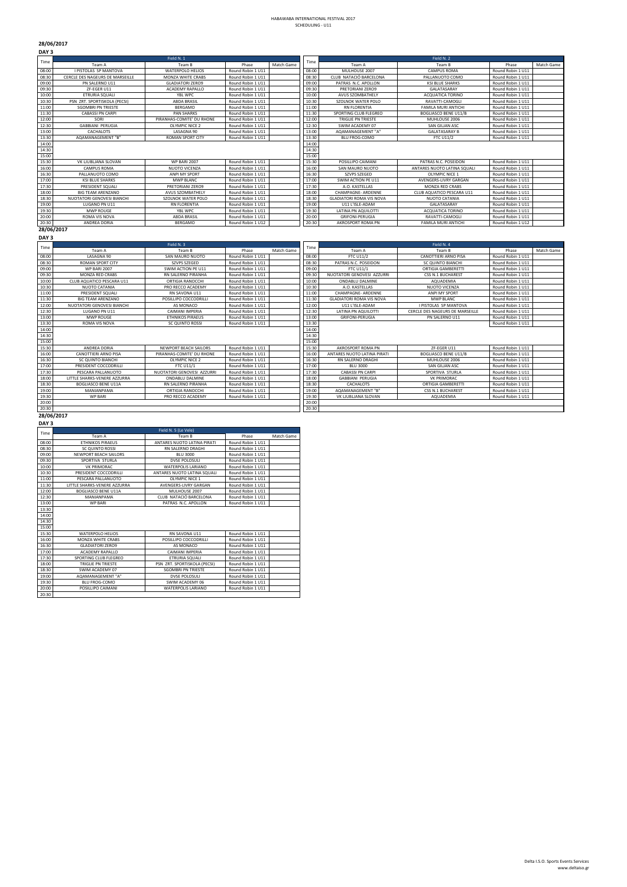HABAWABA INTERNATIONAL FESTIVAL 2017
SCHEDULING - U11

## 28/06/2017

### DAY 3

| Time | Field N. 1 | | | |
|---|---|---|---|---|
| | Team A | Team B | Phase | Match Game |
| 08:00 | I PISTOLAS SP MANTOVA | WATERPOLO HELIOS | Round Robin 1 U11 | |
| 08:30 | CERCLE DES NAGEURS DE MARSEILLE | MONZA WHITE CRABS | Round Robin 1 U11 | |
| 09:00 | PN SALERNO U11 | GLADIATORI ZERO9 | Round Robin 1 U11 | |
| 09:30 | ZF-EGER U11 | ACADEMY RAPALLO | Round Robin 1 U11 | |
| 10:00 | ETRURIA SQUALI | YBL WPC | Round Robin 1 U11 | |
| 10:30 | PSN ZRT. SPORTISKOLA (PECSI) | ABDA BRASIL | Round Robin 1 U11 | |
| 11:00 | SGOMBRI PN TRIESTE | BERGAMO | Round Robin 1 U11 | |
| 11:30 | CABASSI PN CARPI | PAN SHARKS | Round Robin 1 U11 | |
| 12:00 | SORI | PIRANHAS-COMITE' DU RHONE | Round Robin 1 U11 | |
| 12:30 | GABBIANI PERUGIA | OLYMPIC NICE 2 | Round Robin 1 U11 | |
| 13:00 | CACHALOTS | LASAGNA 90 | Round Robin 1 U11 | |
| 13:30 | AQAMANAGEMENT "B" | ROMAN SPORT CITY | Round Robin 1 U11 | |
| 14:00 | | | | |
| 14:30 | | | | |
| 15:00 | | | | |
| 15:30 | VK LJUBLJANA SLOVAN | WP BARI 2007 | Round Robin 1 U11 | |
| 16:00 | CAMPUS ROMA | NUOTO VICENZA | Round Robin 1 U11 | |
| 16:30 | PALLANUOTO COMO | ANPI MY SPORT | Round Robin 1 U11 | |
| 17:00 | KSI BLUE SHARKS | MWP BLANC | Round Robin 1 U11 | |
| 17:30 | PRESIDENT SQUALI | PRETORIANI ZERO9 | Round Robin 1 U11 | |
| 18:00 | BIG TEAM ARENZANO | AVUS SZOMBATHELY | Round Robin 1 U11 | |
| 18:30 | NUOTATORI GENOVESI BIANCHI | SZOLNOK WATER POLO | Round Robin 1 U11 | |
| 19:00 | LUGANO PN U11 | RN FLORENTIA | Round Robin 1 U11 | |
| 19:30 | MWP ROUGE | YBL WPC | Round Robin 1 U11 | |
| 20:00 | ROMA VIS NOVA | ABDA BRASIL | Round Robin 1 U11 | |
| 20:30 | ANDREA DORIA | BERGAMO | Round Robin 1 U12 | |

| Time | Field N. 2 | | | |
|---|---|---|---|---|
| | Team A | Team B | Phase | Match Game |
| 08:00 | MULHOUSE 2007 | CAMPUS ROMA | Round Robin 1 U11 | |
| 08:30 | CLUB NATACIÓ BARCELONA | PALLANUOTO COMO | Round Robin 1 U11 | |
| 09:00 | PATRAS N.C. APOLLON | KSI BLUE SHARKS | Round Robin 1 U11 | |
| 09:30 | PRETORIANI ZERO9 | GALATASARAY | Round Robin 1 U11 | |
| 10:00 | AVUS SZOMBATHELY | ACQUATICA TORINO | Round Robin 1 U11 | |
| 10:30 | SZOLNOK WATER POLO | RAVATTI-CAMOGLI | Round Robin 1 U11 | |
| 11:00 | RN FLORENTIA | FAMILA MURI ANTICHI | Round Robin 1 U11 | |
| 11:30 | SPORTING CLUB FLEGREO | BOGLIASCO BENE U11/B | Round Robin 1 U11 | |
| 12:00 | TRIGLIE PN TRIESTE | MUHLOUSE 2006 | Round Robin 1 U11 | |
| 12:30 | SWIM ACADEMY 07 | SAN GILIAN ASC | Round Robin 1 U11 | |
| 13:00 | AQAMANAGEMENT "A" | GALATASARAY B | Round Robin 1 U11 | |
| 13:30 | BLU FROG-COMO | FTC U11/2 | Round Robin 1 U11 | |
| 14:00 | | | | |
| 14:30 | | | | |
| 15:00 | | | | |
| 15:30 | POSILLIPO CAIMANI | PATRAS N.C. POSEIDON | Round Robin 1 U11 | |
| 16:00 | SAN MAURO NUOTO | ANTARES NUOTO LATINA SQUALI | Round Robin 1 U11 | |
| 16:30 | SZVPS SZEGED | OLYMPIC NICE 1 | Round Robin 1 U11 | |
| 17:00 | SWIM ACTION PE U11 | AVENGERS-LIVRY GARGAN | Round Robin 1 U11 | |
| 17:30 | A.O. KASTELLAS | MONZA RED CRABS | Round Robin 1 U11 | |
| 18:00 | CHAMPAGNE- ARDENNE | CLUB AQUATICO PESCARA U11 | Round Robin 1 U11 | |
| 18:30 | GLADIATORI ROMA VIS NOVA | NUOTO CATANIA | Round Robin 1 U11 | |
| 19:00 | U11 L'ISLE-ADAM | GALATASARAY | Round Robin 1 U11 | |
| 19:30 | LATINA PN AQUILOTTI | ACQUATICA TORINO | Round Robin 1 U11 | |
| 20:00 | GRIFONI-PERUGIA | RAVATTI-CAMOGLI | Round Robin 1 U11 | |
| 20:30 | AKROSPORT ROMA PN | FAMILA MURI ANTICHI | Round Robin 1 U12 | |

## 28/06/2017

### DAY 3

| Time | Field N. 3 | | | |
|---|---|---|---|---|
| | Team A | Team B | Phase | Match Game |
| 08:00 | LASAGNA 90 | SAN MAURO NUOTO | Round Robin 1 U11 | |
| 08:30 | ROMAN SPORT CITY | SZVPS SZEGED | Round Robin 1 U11 | |
| 09:00 | WP BARI 2007 | SWIM ACTION PE U11 | Round Robin 1 U11 | |
| 09:30 | MONZA RED CRABS | RN SALERNO PIRANHA | Round Robin 1 U11 | |
| 10:00 | CLUB AQUATICO PESCARA U11 | ORTIGIA RANOCCHI | Round Robin 1 U11 | |
| 10:30 | NUOTO CATANIA | PRO RECCO ACADEMY | Round Robin 1 U11 | |
| 11:00 | PRESIDENT SQUALI | RN SAVONA U11 | Round Robin 1 U11 | |
| 11:30 | BIG TEAM ARENZANO | POSILLIPO COCCODRILLI | Round Robin 1 U11 | |
| 12:00 | NUOTATORI GENOVESI BIANCHI | AS MONACO | Round Robin 1 U11 | |
| 12:30 | LUGANO PN U11 | CAIMANI IMPERIA | Round Robin 1 U11 | |
| 13:00 | MWP ROUGE | ETHNIKOS PIRAEUS | Round Robin 1 U11 | |
| 13:30 | ROMA VIS NOVA | SC QUINTO ROSSI | Round Robin 1 U11 | |
| 14:00 | | | | |
| 14:30 | | | | |
| 15:00 | | | | |
| 15:30 | ANDREA DORIA | NEWPORT BEACH SAILORS | Round Robin 1 U11 | |
| 16:00 | CANOTTIERI ARNO PISA | PIRANHAS-COMITE' DU RHONE | Round Robin 1 U11 | |
| 16:30 | SC QUINTO BIANCHI | OLYMPIC NICE 2 | Round Robin 1 U11 | |
| 17:00 | PRESIDENT COCCODRILLI | FTC U11/1 | Round Robin 1 U11 | |
| 17:30 | PESCARA PALLANUOTO | NUOTATORI GENOVESI AZZURRI | Round Robin 1 U11 | |
| 18:00 | LITTLE SHARKS-VENERE AZZURRA | ONDABLU DALMINE | Round Robin 1 U11 | |
| 18:30 | BOGLIASCO BENE U11A | RN SALERNO PIRANHA | Round Robin 1 U11 | |
| 19:00 | MANIANPAMA | ORTIGIA RANOCCHI | Round Robin 1 U11 | |
| 19:30 | WP BARI | PRO RECCO ACADEMY | Round Robin 1 U11 | |
| 20:00 | | | | |
| 20:30 | | | | |

| Time | Field N. 4 | | | |
|---|---|---|---|---|
| | Team A | Team B | Phase | Match Game |
| 08:00 | FTC U11/2 | CANOTTIERI ARNO PISA | Round Robin 1 U11 | |
| 08:30 | PATRAS N.C. POSEIDON | SC QUINTO BIANCHI | Round Robin 1 U11 | |
| 09:00 | FTC U11/1 | ORTIGIA GAMBERETTI | Round Robin 1 U11 | |
| 09:30 | NUOTATORI GENOVESI AZZURRI | CSS N.1 BUCHAREST | Round Robin 1 U11 | |
| 10:00 | ONDABLU DALMINE | AQUADEMIA | Round Robin 1 U11 | |
| 10:30 | A.O. KASTELLAS | NUOTO VICENZA | Round Robin 1 U11 | |
| 11:00 | CHAMPAGNE- ARDENNE | ANPI MY SPORT | Round Robin 1 U11 | |
| 11:30 | GLADIATORI ROMA VIS NOVA | MWP BLANC | Round Robin 1 U11 | |
| 12:00 | U11 L'ISLE-ADAM | I PISTOLAS SP MANTOVA | Round Robin 1 U11 | |
| 12:30 | LATINA PN AQUILOTTI | CERCLE DES NAGEURS DE MARSEILLE | Round Robin 1 U11 | |
| 13:00 | GRIFONI-PERUGIA | PN SALERNO U11 | Round Robin 1 U11 | |
| 13:30 | | | Round Robin 1 U11 | |
| 14:00 | | | | |
| 14:30 | | | | |
| 15:00 | | | | |
| 15:30 | AKROSPORT ROMA PN | ZF-EGER U11 | Round Robin 1 U11 | |
| 16:00 | ANTARES NUOTO LATINA PIRATI | BOGLIASCO BENE U11/B | Round Robin 1 U11 | |
| 16:30 | RN SALERNO DRAGHI | MUHLOUSE 2006 | Round Robin 1 U11 | |
| 17:00 | BLU 3000 | SAN GILIAN ASC | Round Robin 1 U11 | |
| 17:30 | CABASSI PN CARPI | SPORTIVA STURLA | Round Robin 1 U11 | |
| 18:00 | GABBIANI PERUGIA | VK PRIMORAC | Round Robin 1 U11 | |
| 18:30 | CACHALOTS | ORTIGIA GAMBERETTI | Round Robin 1 U11 | |
| 19:00 | AQAMANAGEMENT "B" | CSS N.1 BUCHAREST | Round Robin 1 U11 | |
| 19:30 | VK LJUBLJANA SLOVAN | AQUADEMIA | Round Robin 1 U11 | |
| 20:00 | | | | |
| 20:30 | | | | |

## 28/06/2017

### DAY 3

| Time | Field N. 5 (Le Vele) | | | |
|---|---|---|---|---|
| | Team A | Team B | Phase | Match Game |
| 08:00 | ETHNIKOS PIRAEUS | ANTARES NUOTO LATINA PIRATI | Round Robin 1 U11 | |
| 08:30 | SC QUINTO ROSSI | RN SALERNO DRAGHI | Round Robin 1 U11 | |
| 09:00 | NEWPORT BEACH SAILORS | BLU 3000 | Round Robin 1 U11 | |
| 09:30 | SPORTIVA STURLA | DVSE POLOSULI | Round Robin 1 U11 | |
| 10:00 | VK PRIMORAC | WATERPOLIS LARIANO | Round Robin 1 U11 | |
| 10:30 | PRESIDENT COCCODRILLI | ANTARES NUOTO LATINA SQUALI | Round Robin 1 U11 | |
| 11:00 | PESCARA PALLANUOTO | OLYMPIC NICE 1 | Round Robin 1 U11 | |
| 11:30 | LITTLE SHARKS-VENERE AZZURRA | AVENGERS-LIVRY GARGAN | Round Robin 1 U11 | |
| 12:00 | BOGLIASCO BENE U11A | MULHOUSE 2007 | Round Robin 1 U11 | |
| 12:30 | MANIANPAMA | CLUB NATACIÓ BARCELONA | Round Robin 1 U11 | |
| 13:00 | WP BARI | PATRAS N.C. APOLLON | Round Robin 1 U11 | |
| 13:30 | | | | |
| 14:00 | | | | |
| 14:30 | | | | |
| 15:00 | | | | |
| 15:30 | WATERPOLO HELIOS | RN SAVONA U11 | Round Robin 1 U11 | |
| 16:00 | MONZA WHITE CRABS | POSILLIPO COCCODRILLI | Round Robin 1 U11 | |
| 16:30 | GLADIATORI ZERO9 | AS MONACO | Round Robin 1 U11 | |
| 17:00 | ACADEMY RAPALLO | CAIMANI IMPERIA | Round Robin 1 U11 | |
| 17:30 | SPORTING CLUB FLEGREO | ETRURIA SQUALI | Round Robin 1 U11 | |
| 18:00 | TRIGLIE PN TRIESTE | PSN ZRT. SPORTISKOLA (PECSI) | Round Robin 1 U11 | |
| 18:30 | SWIM ACADEMY 07 | SGOMBRI PN TRIESTE | Round Robin 1 U11 | |
| 19:00 | AQAMANAGEMENT "A" | DVSE POLOSULI | Round Robin 1 U11 | |
| 19:30 | BLU FROG-COMO | SWIM ACADEMY 06 | Round Robin 1 U11 | |
| 20:00 | POSILLIPO CAIMANI | WATERPOLIS LARIANO | Round Robin 1 U11 | |
| 20:30 | | | | |

Delta I.S.O. Sports Events Services
www.deltaiso.gr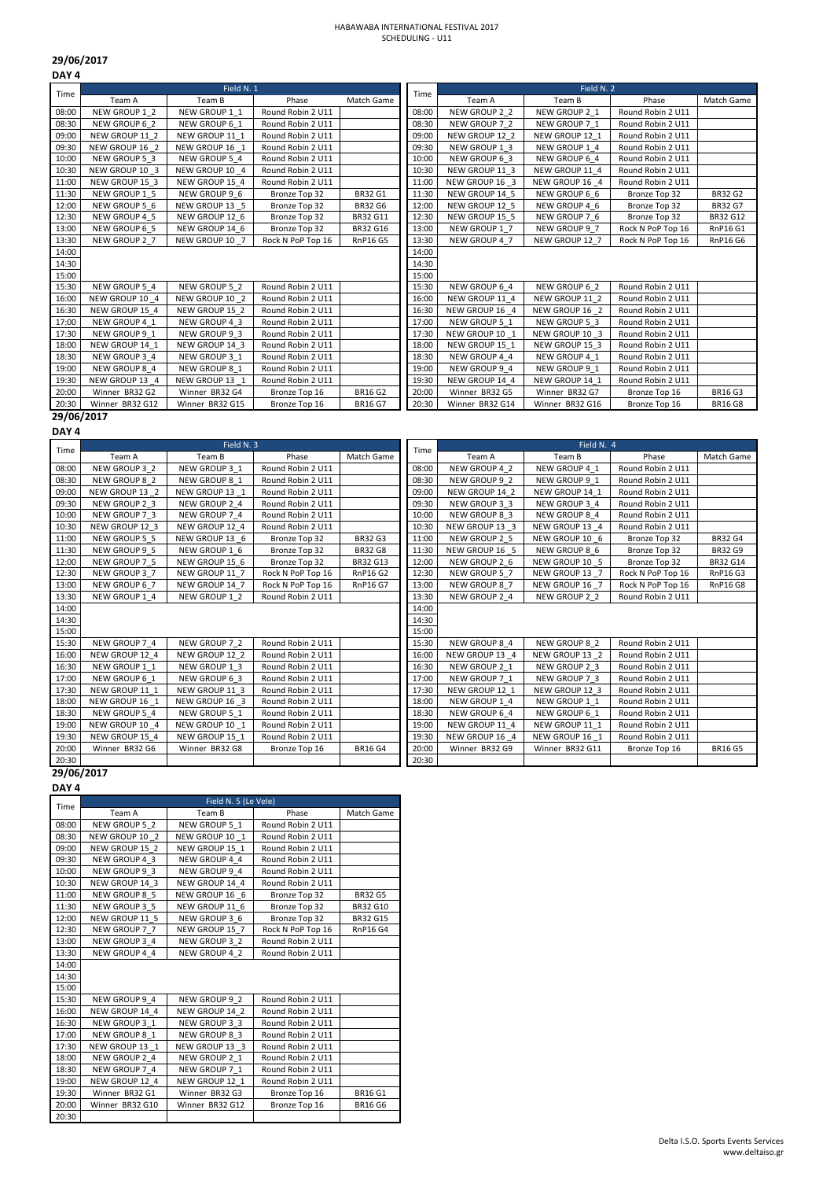HABAWABA INTERNATIONAL FESTIVAL 2017
SCHEDULING - U11

**29/06/2017**

**DAY 4**

| Time | Field N. 1 | | | | Time | Field N. 2 | | | |
|---|---|---|---|---|---|---|---|---|---|
| | Team A | Team B | Phase | Match Game | | Team A | Team B | Phase | Match Game |
| 08:00 | NEW GROUP 1_2 | NEW GROUP 1_1 | Round Robin 2 U11 | | 08:00 | NEW GROUP 2_2 | NEW GROUP 2_1 | Round Robin 2 U11 | |
| 08:30 | NEW GROUP 6_2 | NEW GROUP 6_1 | Round Robin 2 U11 | | 08:30 | NEW GROUP 7_2 | NEW GROUP 7_1 | Round Robin 2 U11 | |
| 09:00 | NEW GROUP 11_2 | NEW GROUP 11_1 | Round Robin 2 U11 | | 09:00 | NEW GROUP 12_2 | NEW GROUP 12_1 | Round Robin 2 U11 | |
| 09:30 | NEW GROUP 16 _2 | NEW GROUP 16 _1 | Round Robin 2 U11 | | 09:30 | NEW GROUP 1_3 | NEW GROUP 1_4 | Round Robin 2 U11 | |
| 10:00 | NEW GROUP 5_3 | NEW GROUP 5_4 | Round Robin 2 U11 | | 10:00 | NEW GROUP 6_3 | NEW GROUP 6_4 | Round Robin 2 U11 | |
| 10:30 | NEW GROUP 10 _3 | NEW GROUP 10 _4 | Round Robin 2 U11 | | 10:30 | NEW GROUP 11_3 | NEW GROUP 11_4 | Round Robin 2 U11 | |
| 11:00 | NEW GROUP 15_3 | NEW GROUP 15_4 | Round Robin 2 U11 | | 11:00 | NEW GROUP 16 _3 | NEW GROUP 16 _4 | Round Robin 2 U11 | |
| 11:30 | NEW GROUP 1_5 | NEW GROUP 9_6 | Bronze Top 32 | BR32 G1 | 11:30 | NEW GROUP 14_5 | NEW GROUP 6_6 | Bronze Top 32 | BR32 G2 |
| 12:00 | NEW GROUP 5_6 | NEW GROUP 13 _5 | Bronze Top 32 | BR32 G6 | 12:00 | NEW GROUP 12_5 | NEW GROUP 4_6 | Bronze Top 32 | BR32 G7 |
| 12:30 | NEW GROUP 4_5 | NEW GROUP 12_6 | Bronze Top 32 | BR32 G11 | 12:30 | NEW GROUP 15_5 | NEW GROUP 7_6 | Bronze Top 32 | BR32 G12 |
| 13:00 | NEW GROUP 6_5 | NEW GROUP 14_6 | Bronze Top 32 | BR32 G16 | 13:00 | NEW GROUP 1_7 | NEW GROUP 9_7 | Rock N PoP Top 16 | RnP16 G1 |
| 13:30 | NEW GROUP 2_7 | NEW GROUP 10 _7 | Rock N PoP Top 16 | RnP16 G5 | 13:30 | NEW GROUP 4_7 | NEW GROUP 12_7 | Rock N PoP Top 16 | RnP16 G6 |
| 14:00 | | | | | 14:00 | | | | |
| 14:30 | | | | | 14:30 | | | | |
| 15:00 | | | | | 15:00 | | | | |
| 15:30 | NEW GROUP 5_4 | NEW GROUP 5_2 | Round Robin 2 U11 | | 15:30 | NEW GROUP 6_4 | NEW GROUP 6_2 | Round Robin 2 U11 | |
| 16:00 | NEW GROUP 10 _4 | NEW GROUP 10 _2 | Round Robin 2 U11 | | 16:00 | NEW GROUP 11_4 | NEW GROUP 11_2 | Round Robin 2 U11 | |
| 16:30 | NEW GROUP 15_4 | NEW GROUP 15_2 | Round Robin 2 U11 | | 16:30 | NEW GROUP 16 _4 | NEW GROUP 16 _2 | Round Robin 2 U11 | |
| 17:00 | NEW GROUP 4_1 | NEW GROUP 4_3 | Round Robin 2 U11 | | 17:00 | NEW GROUP 5_1 | NEW GROUP 5_3 | Round Robin 2 U11 | |
| 17:30 | NEW GROUP 9_1 | NEW GROUP 9_3 | Round Robin 2 U11 | | 17:30 | NEW GROUP 10 _1 | NEW GROUP 10 _3 | Round Robin 2 U11 | |
| 18:00 | NEW GROUP 14_1 | NEW GROUP 14_3 | Round Robin 2 U11 | | 18:00 | NEW GROUP 15_1 | NEW GROUP 15_3 | Round Robin 2 U11 | |
| 18:30 | NEW GROUP 3_4 | NEW GROUP 3_1 | Round Robin 2 U11 | | 18:30 | NEW GROUP 4_4 | NEW GROUP 4_1 | Round Robin 2 U11 | |
| 19:00 | NEW GROUP 8_4 | NEW GROUP 8_1 | Round Robin 2 U11 | | 19:00 | NEW GROUP 9_4 | NEW GROUP 9_1 | Round Robin 2 U11 | |
| 19:30 | NEW GROUP 13 _4 | NEW GROUP 13 _1 | Round Robin 2 U11 | | 19:30 | NEW GROUP 14_4 | NEW GROUP 14_1 | Round Robin 2 U11 | |
| 20:00 | Winner BR32 G2 | Winner BR32 G4 | Bronze Top 16 | BR16 G2 | 20:00 | Winner BR32 G5 | Winner BR32 G7 | Bronze Top 16 | BR16 G3 |
| 20:30 | Winner BR32 G12 | Winner BR32 G15 | Bronze Top 16 | BR16 G7 | 20:30 | Winner BR32 G14 | Winner BR32 G16 | Bronze Top 16 | BR16 G8 |

**29/06/2017**

**DAY 4**

| Time | Field N. 3 | | | | Time | Field N. 4 | | | |
|---|---|---|---|---|---|---|---|---|---|
| | Team A | Team B | Phase | Match Game | | Team A | Team B | Phase | Match Game |
| 08:00 | NEW GROUP 3_2 | NEW GROUP 3_1 | Round Robin 2 U11 | | 08:00 | NEW GROUP 4_2 | NEW GROUP 4_1 | Round Robin 2 U11 | |
| 08:30 | NEW GROUP 8_2 | NEW GROUP 8_1 | Round Robin 2 U11 | | 08:30 | NEW GROUP 9_2 | NEW GROUP 9_1 | Round Robin 2 U11 | |
| 09:00 | NEW GROUP 13 _2 | NEW GROUP 13 _1 | Round Robin 2 U11 | | 09:00 | NEW GROUP 14_2 | NEW GROUP 14_1 | Round Robin 2 U11 | |
| 09:30 | NEW GROUP 2_3 | NEW GROUP 2_4 | Round Robin 2 U11 | | 09:30 | NEW GROUP 3_3 | NEW GROUP 3_4 | Round Robin 2 U11 | |
| 10:00 | NEW GROUP 7_3 | NEW GROUP 7_4 | Round Robin 2 U11 | | 10:00 | NEW GROUP 8_3 | NEW GROUP 8_4 | Round Robin 2 U11 | |
| 10:30 | NEW GROUP 12_3 | NEW GROUP 12_4 | Round Robin 2 U11 | | 10:30 | NEW GROUP 13 _3 | NEW GROUP 13 _4 | Round Robin 2 U11 | |
| 11:00 | NEW GROUP 5_5 | NEW GROUP 13 _6 | Bronze Top 32 | BR32 G3 | 11:00 | NEW GROUP 2_5 | NEW GROUP 10 _6 | Bronze Top 32 | BR32 G4 |
| 11:30 | NEW GROUP 9_5 | NEW GROUP 1_6 | Bronze Top 32 | BR32 G8 | 11:30 | NEW GROUP 16 _5 | NEW GROUP 8_6 | Bronze Top 32 | BR32 G9 |
| 12:00 | NEW GROUP 7_5 | NEW GROUP 15_6 | Bronze Top 32 | BR32 G13 | 12:00 | NEW GROUP 2_6 | NEW GROUP 10 _5 | Bronze Top 32 | BR32 G14 |
| 12:30 | NEW GROUP 3_7 | NEW GROUP 11_7 | Rock N PoP Top 16 | RnP16 G2 | 12:30 | NEW GROUP 5_7 | NEW GROUP 13 _7 | Rock N PoP Top 16 | RnP16 G3 |
| 13:00 | NEW GROUP 6_7 | NEW GROUP 14_7 | Rock N PoP Top 16 | RnP16 G7 | 13:00 | NEW GROUP 8_7 | NEW GROUP 16 _7 | Rock N PoP Top 16 | RnP16 G8 |
| 13:30 | NEW GROUP 1_4 | NEW GROUP 1_2 | Round Robin 2 U11 | | 13:30 | NEW GROUP 2_4 | NEW GROUP 2_2 | Round Robin 2 U11 | |
| 14:00 | | | | | 14:00 | | | | |
| 14:30 | | | | | 14:30 | | | | |
| 15:00 | | | | | 15:00 | | | | |
| 15:30 | NEW GROUP 7_4 | NEW GROUP 7_2 | Round Robin 2 U11 | | 15:30 | NEW GROUP 8_4 | NEW GROUP 8_2 | Round Robin 2 U11 | |
| 16:00 | NEW GROUP 12_4 | NEW GROUP 12_2 | Round Robin 2 U11 | | 16:00 | NEW GROUP 13 _4 | NEW GROUP 13 _2 | Round Robin 2 U11 | |
| 16:30 | NEW GROUP 1_1 | NEW GROUP 1_3 | Round Robin 2 U11 | | 16:30 | NEW GROUP 2_1 | NEW GROUP 2_3 | Round Robin 2 U11 | |
| 17:00 | NEW GROUP 6_1 | NEW GROUP 6_3 | Round Robin 2 U11 | | 17:00 | NEW GROUP 7_1 | NEW GROUP 7_3 | Round Robin 2 U11 | |
| 17:30 | NEW GROUP 11_1 | NEW GROUP 11_3 | Round Robin 2 U11 | | 17:30 | NEW GROUP 12_1 | NEW GROUP 12_3 | Round Robin 2 U11 | |
| 18:00 | NEW GROUP 16 _1 | NEW GROUP 16 _3 | Round Robin 2 U11 | | 18:00 | NEW GROUP 1_4 | NEW GROUP 1_1 | Round Robin 2 U11 | |
| 18:30 | NEW GROUP 5_4 | NEW GROUP 5_1 | Round Robin 2 U11 | | 18:30 | NEW GROUP 6_4 | NEW GROUP 6_1 | Round Robin 2 U11 | |
| 19:00 | NEW GROUP 10 _4 | NEW GROUP 10 _1 | Round Robin 2 U11 | | 19:00 | NEW GROUP 11_4 | NEW GROUP 11_1 | Round Robin 2 U11 | |
| 19:30 | NEW GROUP 15_4 | NEW GROUP 15_1 | Round Robin 2 U11 | | 19:30 | NEW GROUP 16 _4 | NEW GROUP 16 _1 | Round Robin 2 U11 | |
| 20:00 | Winner BR32 G6 | Winner BR32 G8 | Bronze Top 16 | BR16 G4 | 20:00 | Winner BR32 G9 | Winner BR32 G11 | Bronze Top 16 | BR16 G5 |
| 20:30 | | | | | 20:30 | | | | |

**29/06/2017**

**DAY 4**

| Time | Field N. 5 (Le Vele) | | | |
|---|---|---|---|---|
| | Team A | Team B | Phase | Match Game |
| 08:00 | NEW GROUP 5_2 | NEW GROUP 5_1 | Round Robin 2 U11 | |
| 08:30 | NEW GROUP 10 _2 | NEW GROUP 10 _1 | Round Robin 2 U11 | |
| 09:00 | NEW GROUP 15_2 | NEW GROUP 15_1 | Round Robin 2 U11 | |
| 09:30 | NEW GROUP 4_3 | NEW GROUP 4_4 | Round Robin 2 U11 | |
| 10:00 | NEW GROUP 9_3 | NEW GROUP 9_4 | Round Robin 2 U11 | |
| 10:30 | NEW GROUP 14_3 | NEW GROUP 14_4 | Round Robin 2 U11 | |
| 11:00 | NEW GROUP 8_5 | NEW GROUP 16 _6 | Bronze Top 32 | BR32 G5 |
| 11:30 | NEW GROUP 3_5 | NEW GROUP 11_6 | Bronze Top 32 | BR32 G10 |
| 12:00 | NEW GROUP 11_5 | NEW GROUP 3_6 | Bronze Top 32 | BR32 G15 |
| 12:30 | NEW GROUP 7_7 | NEW GROUP 15_7 | Rock N PoP Top 16 | RnP16 G4 |
| 13:00 | NEW GROUP 3_4 | NEW GROUP 3_2 | Round Robin 2 U11 | |
| 13:30 | NEW GROUP 4_4 | NEW GROUP 4_2 | Round Robin 2 U11 | |
| 14:00 | | | | |
| 14:30 | | | | |
| 15:00 | | | | |
| 15:30 | NEW GROUP 9_4 | NEW GROUP 9_2 | Round Robin 2 U11 | |
| 16:00 | NEW GROUP 14_4 | NEW GROUP 14_2 | Round Robin 2 U11 | |
| 16:30 | NEW GROUP 3_1 | NEW GROUP 3_3 | Round Robin 2 U11 | |
| 17:00 | NEW GROUP 8_1 | NEW GROUP 8_3 | Round Robin 2 U11 | |
| 17:30 | NEW GROUP 13 _1 | NEW GROUP 13 _3 | Round Robin 2 U11 | |
| 18:00 | NEW GROUP 2_4 | NEW GROUP 2_1 | Round Robin 2 U11 | |
| 18:30 | NEW GROUP 7_4 | NEW GROUP 7_1 | Round Robin 2 U11 | |
| 19:00 | NEW GROUP 12_4 | NEW GROUP 12_1 | Round Robin 2 U11 | |
| 19:30 | Winner BR32 G1 | Winner BR32 G3 | Bronze Top 16 | BR16 G1 |
| 20:00 | Winner BR32 G10 | Winner BR32 G12 | Bronze Top 16 | BR16 G6 |
| 20:30 | | | | |

Delta I.S.O. Sports Events Services
www.deltaiso.gr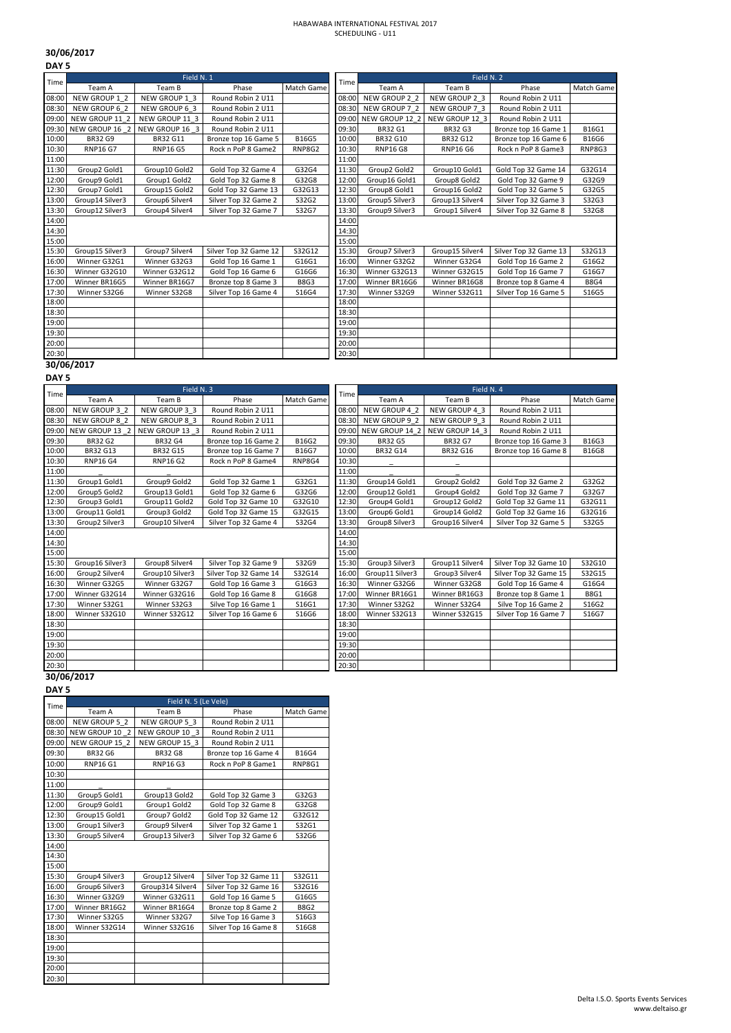HABAWABA INTERNATIONAL FESTIVAL 2017
SCHEDULING - U11

## 30/06/2017

**DAY 5**

| Time | Field N. 1 | | | | Time | Field N. 2 | | | |
|---|---|---|---|---|---|---|---|---|---|
| | Team A | Team B | Phase | Match Game | | Team A | Team B | Phase | Match Game |
| 08:00 | NEW GROUP 1_2 | NEW GROUP 1_3 | Round Robin 2 U11 | | 08:00 | NEW GROUP 2_2 | NEW GROUP 2_3 | Round Robin 2 U11 | |
| 08:30 | NEW GROUP 6_2 | NEW GROUP 6_3 | Round Robin 2 U11 | | 08:30 | NEW GROUP 7_2 | NEW GROUP 7_3 | Round Robin 2 U11 | |
| 09:00 | NEW GROUP 11_2 | NEW GROUP 11_3 | Round Robin 2 U11 | | 09:00 | NEW GROUP 12_2 | NEW GROUP 12_3 | Round Robin 2 U11 | |
| 09:30 | NEW GROUP 16 _2 | NEW GROUP 16 _3 | Round Robin 2 U11 | | 09:30 | BR32 G1 | BR32 G3 | Bronze top 16 Game 1 | B16G1 |
| 10:00 | BR32 G9 | BR32 G11 | Bronze top 16 Game 5 | B16G5 | 10:00 | BR32 G10 | BR32 G12 | Bronze top 16 Game 6 | B16G6 |
| 10:30 | RNP16 G7 | RNP16 G5 | Rock n PoP 8 Game2 | RNP8G2 | 10:30 | RNP16 G8 | RNP16 G6 | Rock n PoP 8 Game3 | RNP8G3 |
| 11:00 | | | | | 11:00 | | | | |
| 11:30 | Group2 Gold1 | Group10 Gold2 | Gold Top 32 Game 4 | G32G4 | 11:30 | Group2 Gold2 | Group10 Gold1 | Gold Top 32 Game 14 | G32G14 |
| 12:00 | Group9 Gold1 | Group1 Gold2 | Gold Top 32 Game 8 | G32G8 | 12:00 | Group16 Gold1 | Group8 Gold2 | Gold Top 32 Game 9 | G32G9 |
| 12:30 | Group7 Gold1 | Group15 Gold2 | Gold Top 32 Game 13 | G32G13 | 12:30 | Group8 Gold1 | Group16 Gold2 | Gold Top 32 Game 5 | G32G5 |
| 13:00 | Group14 Silver3 | Group6 Silver4 | Silver Top 32 Game 2 | S32G2 | 13:00 | Group5 Silver3 | Group13 Silver4 | Silver Top 32 Game 3 | S32G3 |
| 13:30 | Group12 Silver3 | Group4 Silver4 | Silver Top 32 Game 7 | S32G7 | 13:30 | Group9 Silver3 | Group1 Silver4 | Silver Top 32 Game 8 | S32G8 |
| 14:00 | | | | | 14:00 | | | | |
| 14:30 | | | | | 14:30 | | | | |
| 15:00 | | | | | 15:00 | | | | |
| 15:30 | Group15 Silver3 | Group7 Silver4 | Silver Top 32 Game 12 | S32G12 | 15:30 | Group7 Silver3 | Group15 Silver4 | Silver Top 32 Game 13 | S32G13 |
| 16:00 | Winner G32G1 | Winner G32G3 | Gold Top 16 Game 1 | G16G1 | 16:00 | Winner G32G2 | Winner G32G4 | Gold Top 16 Game 2 | G16G2 |
| 16:30 | Winner G32G10 | Winner G32G12 | Gold Top 16 Game 6 | G16G6 | 16:30 | Winner G32G13 | Winner G32G15 | Gold Top 16 Game 7 | G16G7 |
| 17:00 | Winner BR16G5 | Winner BR16G7 | Bronze top 8 Game 3 | B8G3 | 17:00 | Winner BR16G6 | Winner BR16G8 | Bronze top 8 Game 4 | B8G4 |
| 17:30 | Winner S32G6 | Winner S32G8 | Silver Top 16 Game 4 | S16G4 | 17:30 | Winner S32G9 | Winner S32G11 | Silver Top 16 Game 5 | S16G5 |
| 18:00 | | | | | 18:00 | | | | |
| 18:30 | | | | | 18:30 | | | | |
| 19:00 | | | | | 19:00 | | | | |
| 19:30 | | | | | 19:30 | | | | |
| 20:00 | | | | | 20:00 | | | | |
| 20:30 | | | | | 20:30 | | | | |

## 30/06/2017

**DAY 5**

| Time | Field N. 3 | | | | Time | Field N. 4 | | | |
|---|---|---|---|---|---|---|---|---|---|
| | Team A | Team B | Phase | Match Game | | Team A | Team B | Phase | Match Game |
| 08:00 | NEW GROUP 3_2 | NEW GROUP 3_3 | Round Robin 2 U11 | | 08:00 | NEW GROUP 4_2 | NEW GROUP 4_3 | Round Robin 2 U11 | |
| 08:30 | NEW GROUP 8_2 | NEW GROUP 8_3 | Round Robin 2 U11 | | 08:30 | NEW GROUP 9_2 | NEW GROUP 9_3 | Round Robin 2 U11 | |
| 09:00 | NEW GROUP 13 _2 | NEW GROUP 13 _3 | Round Robin 2 U11 | | 09:00 | NEW GROUP 14_2 | NEW GROUP 14_3 | Round Robin 2 U11 | |
| 09:30 | BR32 G2 | BR32 G4 | Bronze top 16 Game 2 | B16G2 | 09:30 | BR32 G5 | BR32 G7 | Bronze top 16 Game 3 | B16G3 |
| 10:00 | BR32 G13 | BR32 G15 | Bronze top 16 Game 7 | B16G7 | 10:00 | BR32 G14 | BR32 G16 | Bronze top 16 Game 8 | B16G8 |
| 10:30 | RNP16 G4 | RNP16 G2 | Rock n PoP 8 Game4 | RNP8G4 | 10:30 | _ | _ | | |
| 11:00 | _ | _ | | | 11:00 | _ | _ | | |
| 11:30 | Group1 Gold1 | Group9 Gold2 | Gold Top 32 Game 1 | G32G1 | 11:30 | Group14 Gold1 | Group2 Gold2 | Gold Top 32 Game 2 | G32G2 |
| 12:00 | Group5 Gold2 | Group13 Gold1 | Gold Top 32 Game 6 | G32G6 | 12:00 | Group12 Gold1 | Group4 Gold2 | Gold Top 32 Game 7 | G32G7 |
| 12:30 | Group3 Gold1 | Group11 Gold2 | Gold Top 32 Game 10 | G32G10 | 12:30 | Group4 Gold1 | Group12 Gold2 | Gold Top 32 Game 11 | G32G11 |
| 13:00 | Group11 Gold1 | Group3 Gold2 | Gold Top 32 Game 15 | G32G15 | 13:00 | Group6 Gold1 | Group14 Gold2 | Gold Top 32 Game 16 | G32G16 |
| 13:30 | Group2 Silver3 | Group10 Silver4 | Silver Top 32 Game 4 | S32G4 | 13:30 | Group8 Silver3 | Group16 Silver4 | Silver Top 32 Game 5 | S32G5 |
| 14:00 | | | | | 14:00 | | | | |
| 14:30 | | | | | 14:30 | | | | |
| 15:00 | | | | | 15:00 | | | | |
| 15:30 | Group16 Silver3 | Group8 Silver4 | Silver Top 32 Game 9 | S32G9 | 15:30 | Group3 Silver3 | Group11 Silver4 | Silver Top 32 Game 10 | S32G10 |
| 16:00 | Group2 Silver4 | Group10 Silver3 | Silver Top 32 Game 14 | S32G14 | 16:00 | Group11 Silver3 | Group3 Silver4 | Silver Top 32 Game 15 | S32G15 |
| 16:30 | Winner G32G5 | Winner G32G7 | Gold Top 16 Game 3 | G16G3 | 16:30 | Winner G32G6 | Winner G32G8 | Gold Top 16 Game 4 | G16G4 |
| 17:00 | Winner G32G14 | Winner G32G16 | Gold Top 16 Game 8 | G16G8 | 17:00 | Winner BR16G1 | Winner BR16G3 | Bronze top 8 Game 1 | B8G1 |
| 17:30 | Winner S32G1 | Winner S32G3 | Silve Top 16 Game 1 | S16G1 | 17:30 | Winner S32G2 | Winner S32G4 | Silve Top 16 Game 2 | S16G2 |
| 18:00 | Winner S32G10 | Winner S32G12 | Silver Top 16 Game 6 | S16G6 | 18:00 | Winner S32G13 | Winner S32G15 | Silver Top 16 Game 7 | S16G7 |
| 18:30 | | | | | 18:30 | | | | |
| 19:00 | | | | | 19:00 | | | | |
| 19:30 | | | | | 19:30 | | | | |
| 20:00 | | | | | 20:00 | | | | |
| 20:30 | | | | | 20:30 | | | | |

## 30/06/2017

**DAY 5**

| Time | Field N. 5 (Le Vele) | | | |
|---|---|---|---|---|
| | Team A | Team B | Phase | Match Game |
| 08:00 | NEW GROUP 5_2 | NEW GROUP 5_3 | Round Robin 2 U11 | |
| 08:30 | NEW GROUP 10 _2 | NEW GROUP 10 _3 | Round Robin 2 U11 | |
| 09:00 | NEW GROUP 15_2 | NEW GROUP 15_3 | Round Robin 2 U11 | |
| 09:30 | BR32 G6 | BR32 G8 | Bronze top 16 Game 4 | B16G4 |
| 10:00 | RNP16 G1 | RNP16 G3 | Rock n PoP 8 Game1 | RNP8G1 |
| 10:30 | | | | |
| 11:00 | _ | _ | | |
| 11:30 | Group5 Gold1 | Group13 Gold2 | Gold Top 32 Game 3 | G32G3 |
| 12:00 | Group9 Gold1 | Group1 Gold2 | Gold Top 32 Game 8 | G32G8 |
| 12:30 | Group15 Gold1 | Group7 Gold2 | Gold Top 32 Game 12 | G32G12 |
| 13:00 | Group1 Silver3 | Group9 Silver4 | Silver Top 32 Game 1 | S32G1 |
| 13:30 | Group5 Silver4 | Group13 Silver3 | Silver Top 32 Game 6 | S32G6 |
| 14:00 | | | | |
| 14:30 | | | | |
| 15:00 | | | | |
| 15:30 | Group4 Silver3 | Group12 Silver4 | Silver Top 32 Game 11 | S32G11 |
| 16:00 | Group6 Silver3 | Group314 Silver4 | Silver Top 32 Game 16 | S32G16 |
| 16:30 | Winner G32G9 | Winner G32G11 | Gold Top 16 Game 5 | G16G5 |
| 17:00 | Winner BR16G2 | Winner BR16G4 | Bronze top 8 Game 2 | B8G2 |
| 17:30 | Winner S32G5 | Winner S32G7 | Silve Top 16 Game 3 | S16G3 |
| 18:00 | Winner S32G14 | Winner S32G16 | Silver Top 16 Game 8 | S16G8 |
| 18:30 | | | | |
| 19:00 | | | | |
| 19:30 | | | | |
| 20:00 | | | | |
| 20:30 | | | | |

Delta I.S.O. Sports Events Services
www.deltaiso.gr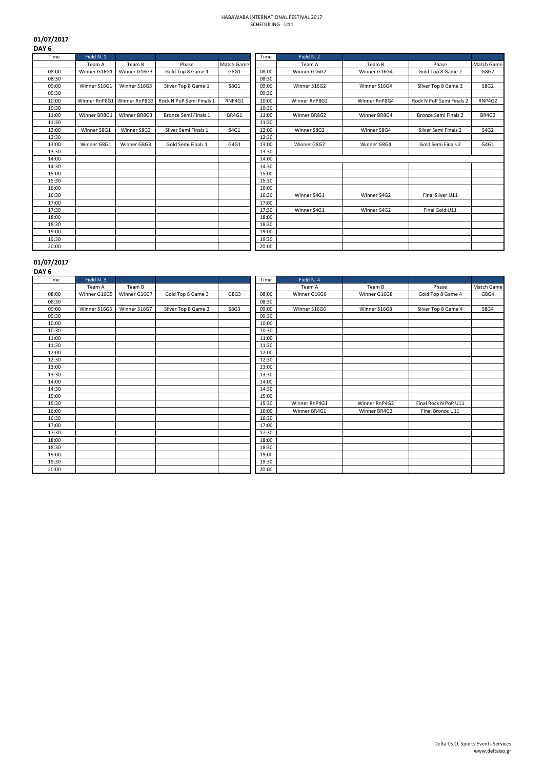HABAWABA INTERNATIONAL FESTIVAL 2017
SCHEDULING - U11

**01/07/2017**
**DAY 6**

| Time | Field N. 1 | | | |
|---|---|---|---|---|
| | Team A | Team B | Phase | Match Game |
| 08:00 | Winner G16G1 | Winner G16G3 | Gold Top 8 Game 1 | G8G1 |
| 08:30 | | | | |
| 09:00 | Winner S16G1 | Winner S16G3 | Silver Top 8 Game 1 | S8G1 |
| 09:30 | | | | |
| 10:00 | Winner RnP8G1 | Winner RnP8G3 | Rock N PoP Semi Finals 1 | RNP4G1 |
| 10:30 | | | | |
| 11:00 | Winner BR8G1 | Winner BR8G3 | Bronze Semi Finals 1 | BR4G1 |
| 11:30 | | | | |
| 12:00 | Winner S8G1 | Winner S8G3 | Silver Semi Finals 1 | S4G1 |
| 12:30 | | | | |
| 13:00 | Winner G8G1 | Winner G8G3 | Gold Semi Finals 1 | G4G1 |
| 13:30 | | | | |
| 14:00 | | | | |
| 14:30 | | | | |
| 15:00 | | | | |
| 15:30 | | | | |
| 16:00 | | | | |
| 16:30 | | | | |
| 17:00 | | | | |
| 17:30 | | | | |
| 18:00 | | | | |
| 18:30 | | | | |
| 19:00 | | | | |
| 19:30 | | | | |
| 20:00 | | | | |

| Time | Field N. 2 | | | |
|---|---|---|---|---|
| | Team A | Team B | Phase | Match Game |
| 08:00 | Winner G16G2 | Winner G16G4 | Gold Top 8 Game 2 | G8G2 |
| 08:30 | | | | |
| 09:00 | Winner S16G2 | Winner S16G4 | Silver Top 8 Game 2 | S8G2 |
| 09:30 | | | | |
| 10:00 | Winner RnP8G2 | Winner RnP8G4 | Rock N PoP Semi Finals 2 | RNP4G2 |
| 10:30 | | | | |
| 11:00 | Winner BR8G2 | Winner BR8G4 | Bronze Semi Finals 2 | BR4G2 |
| 11:30 | | | | |
| 12:00 | Winner S8G2 | Winner S8G4 | Silver Semi Finals 2 | S4G2 |
| 12:30 | | | | |
| 13:00 | Winner G8G2 | Winner G8G4 | Gold Semi Finals 2 | G4G1 |
| 13:30 | | | | |
| 14:00 | | | | |
| 14:30 | | | | |
| 15:00 | | | | |
| 15:30 | | | | |
| 16:00 | | | | |
| 16:30 | Winner S4G1 | Winner S4G2 | Final Silver U11 | |
| 17:00 | | | | |
| 17:30 | Winner S4G1 | Winner S4G2 | Final Gold U11 | |
| 18:00 | | | | |
| 18:30 | | | | |
| 19:00 | | | | |
| 19:30 | | | | |
| 20:00 | | | | |

**01/07/2017**
**DAY 6**

| Time | Field N. 3 | | | |
|---|---|---|---|---|
| | Team A | Team B | | |
| 08:00 | Winner G16G5 | Winner G16G7 | Gold Top 8 Game 3 | G8G3 |
| 08:30 | | | | |
| 09:00 | Winner S16G5 | Winner S16G7 | Silver Top 8 Game 3 | S8G3 |
| 09:30 | | | | |
| 10:00 | | | | |
| 10:30 | | | | |
| 11:00 | | | | |
| 11:30 | | | | |
| 12:00 | | | | |
| 12:30 | | | | |
| 13:00 | | | | |
| 13:30 | | | | |
| 14:00 | | | | |
| 14:30 | | | | |
| 15:00 | | | | |
| 15:30 | | | | |
| 16:00 | | | | |
| 16:30 | | | | |
| 17:00 | | | | |
| 17:30 | | | | |
| 18:00 | | | | |
| 18:30 | | | | |
| 19:00 | | | | |
| 19:30 | | | | |
| 20:00 | | | | |

| Time | Field N. 4 | | | |
|---|---|---|---|---|
| | Team A | Team B | Phase | Match Game |
| 08:00 | Winner G16G6 | Winner G16G8 | Gold Top 8 Game 4 | G8G4 |
| 08:30 | | | | |
| 09:00 | Winner S16G6 | Winner S16G8 | Silver Top 8 Game 4 | S8G4 |
| 09:30 | | | | |
| 10:00 | | | | |
| 10:30 | | | | |
| 11:00 | | | | |
| 11:30 | | | | |
| 12:00 | | | | |
| 12:30 | | | | |
| 13:00 | | | | |
| 13:30 | | | | |
| 14:00 | | | | |
| 14:30 | | | | |
| 15:00 | | | | |
| 15:30 | Winner RnP4G1 | Winner RnP4G2 | Final Rock N PoP U11 | |
| 16:00 | Winner BR4G1 | Winner BR4G2 | Final Bronze U11 | |
| 16:30 | | | | |
| 17:00 | | | | |
| 17:30 | | | | |
| 18:00 | | | | |
| 18:30 | | | | |
| 19:00 | | | | |
| 19:30 | | | | |
| 20:00 | | | | |

Delta I.S.O. Sports Events Services
www.deltaiso.gr